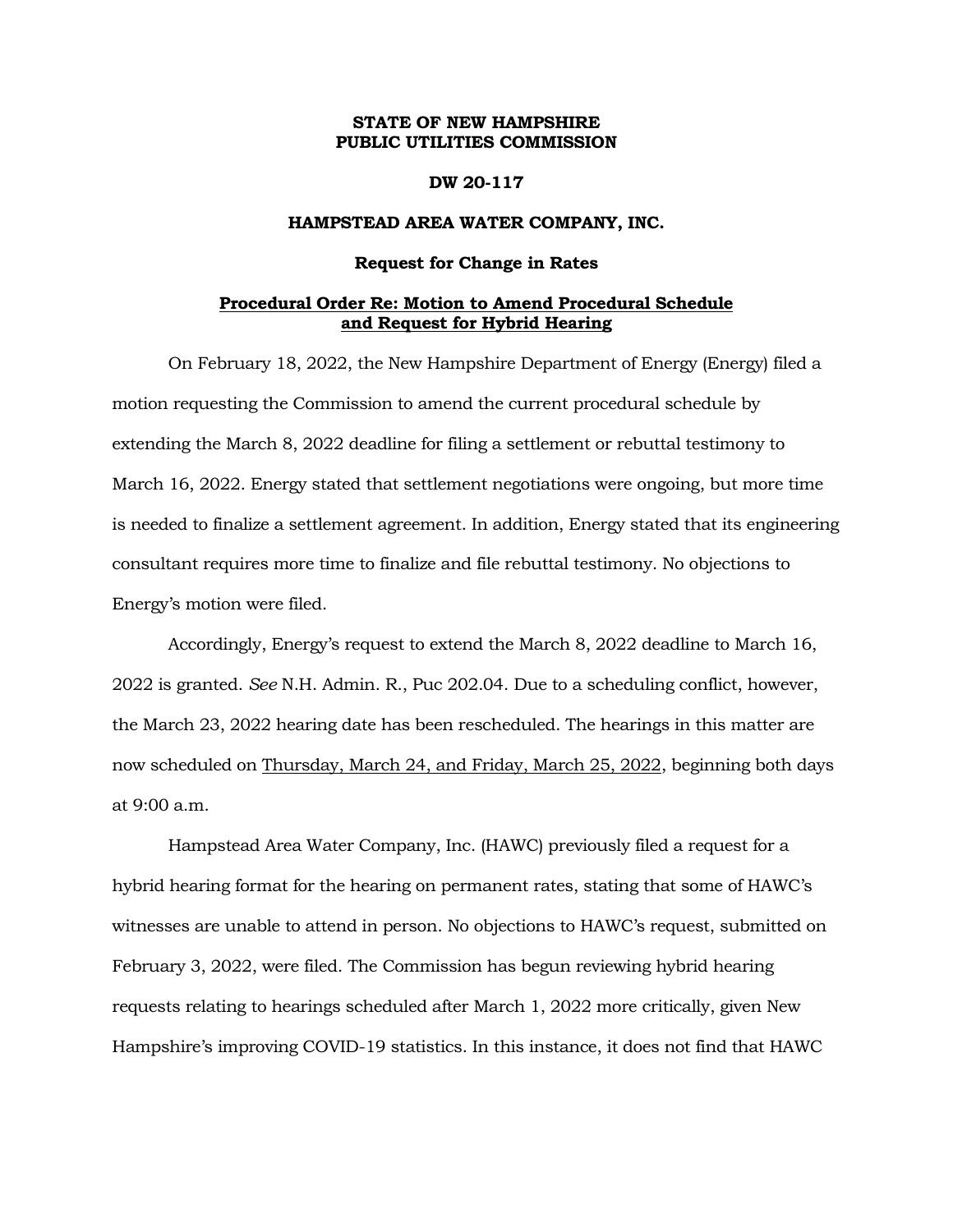**STATE OF NEW HAMPSHIRE**
**PUBLIC UTILITIES COMMISSION**

**DW 20-117**

**HAMPSTEAD AREA WATER COMPANY, INC.**

**Request for Change in Rates**

**Procedural Order Re: Motion to Amend Procedural Schedule and Request for Hybrid Hearing**

On February 18, 2022, the New Hampshire Department of Energy (Energy) filed a motion requesting the Commission to amend the current procedural schedule by extending the March 8, 2022 deadline for filing a settlement or rebuttal testimony to March 16, 2022. Energy stated that settlement negotiations were ongoing, but more time is needed to finalize a settlement agreement. In addition, Energy stated that its engineering consultant requires more time to finalize and file rebuttal testimony. No objections to Energy's motion were filed.

Accordingly, Energy's request to extend the March 8, 2022 deadline to March 16, 2022 is granted. *See* N.H. Admin. R., Puc 202.04. Due to a scheduling conflict, however, the March 23, 2022 hearing date has been rescheduled. The hearings in this matter are now scheduled on Thursday, March 24, and Friday, March 25, 2022, beginning both days at 9:00 a.m.

Hampstead Area Water Company, Inc. (HAWC) previously filed a request for a hybrid hearing format for the hearing on permanent rates, stating that some of HAWC's witnesses are unable to attend in person. No objections to HAWC's request, submitted on February 3, 2022, were filed. The Commission has begun reviewing hybrid hearing requests relating to hearings scheduled after March 1, 2022 more critically, given New Hampshire's improving COVID-19 statistics. In this instance, it does not find that HAWC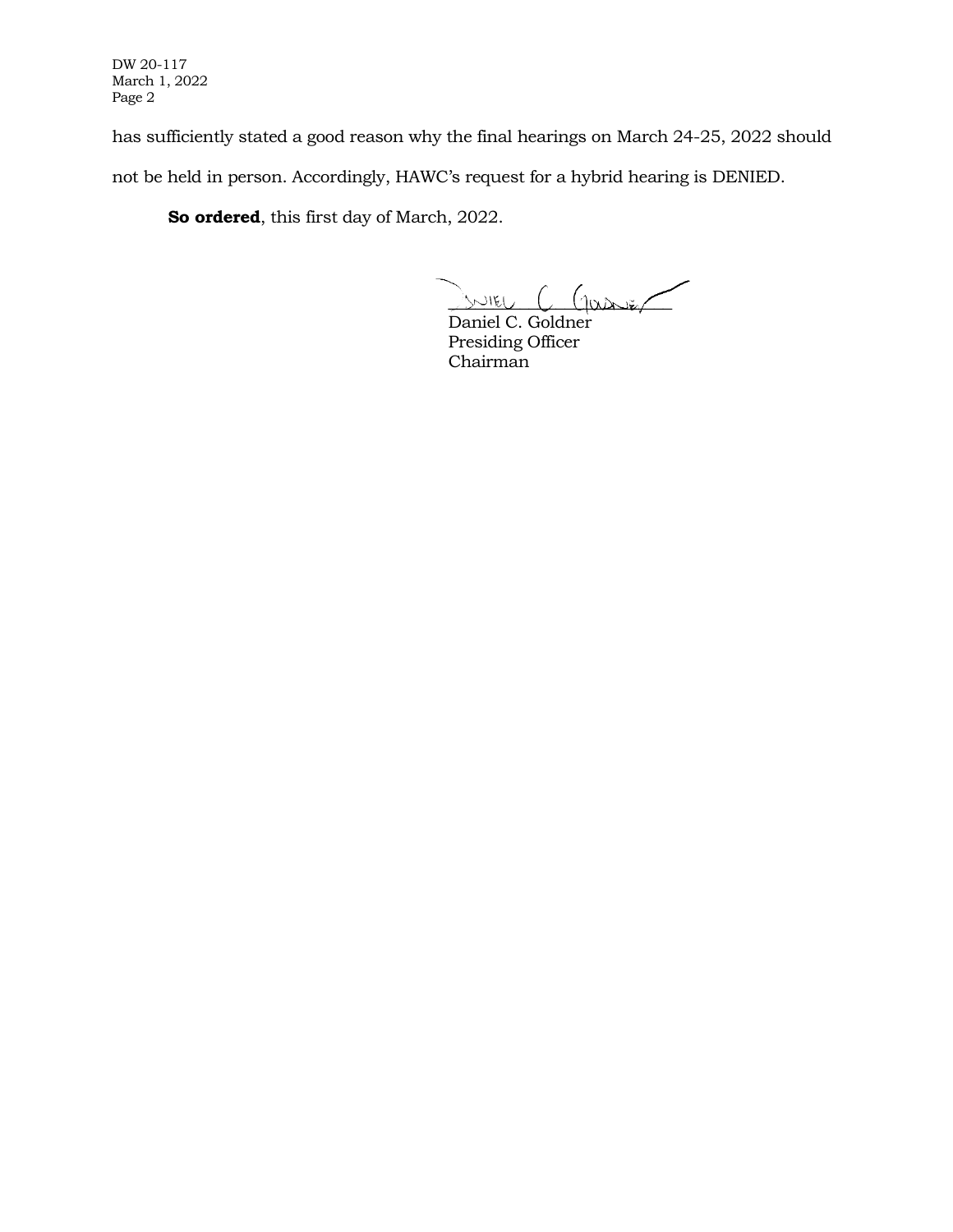has sufficiently stated a good reason why the final hearings on March 24-25, 2022 should not be held in person. Accordingly, HAWC's request for a hybrid hearing is DENIED.

**So ordered**, this first day of March, 2022.

Daniel C. Goldner
Presiding Officer
Chairman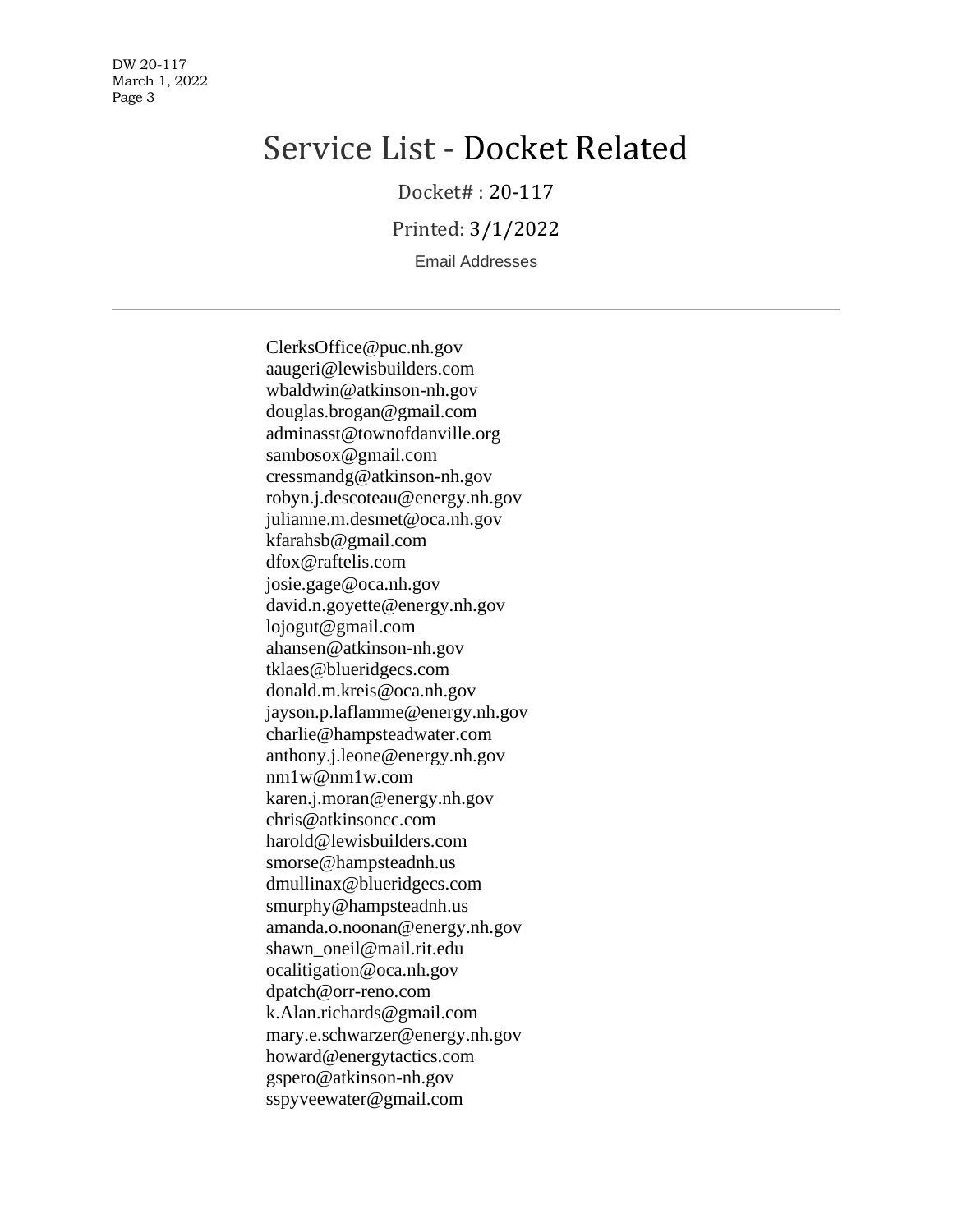# Service List - Docket Related

Docket# : 20-117

Printed: 3/1/2022

Email Addresses

---

ClerksOffice@puc.nh.gov
aaugeri@lewisbuilders.com
wbaldwin@atkinson-nh.gov
douglas.brogan@gmail.com
adminasst@townofdanville.org
sambosox@gmail.com
cressmandg@atkinson-nh.gov
robyn.j.descoteau@energy.nh.gov
julianne.m.desmet@oca.nh.gov
kfarahsb@gmail.com
dfox@raftelis.com
josie.gage@oca.nh.gov
david.n.goyette@energy.nh.gov
lojogut@gmail.com
ahansen@atkinson-nh.gov
tklaes@blueridgecs.com
donald.m.kreis@oca.nh.gov
jayson.p.laflamme@energy.nh.gov
charlie@hampsteadwater.com
anthony.j.leone@energy.nh.gov
nm1w@nm1w.com
karen.j.moran@energy.nh.gov
chris@atkinsoncc.com
harold@lewisbuilders.com
smorse@hampsteadnh.us
dmullinax@blueridgecs.com
smurphy@hampsteadnh.us
amanda.o.noonan@energy.nh.gov
shawn_oneil@mail.rit.edu
ocalitigation@oca.nh.gov
dpatch@orr-reno.com
k.Alan.richards@gmail.com
mary.e.schwarzer@energy.nh.gov
howard@energytactics.com
gspero@atkinson-nh.gov
sspyveewater@gmail.com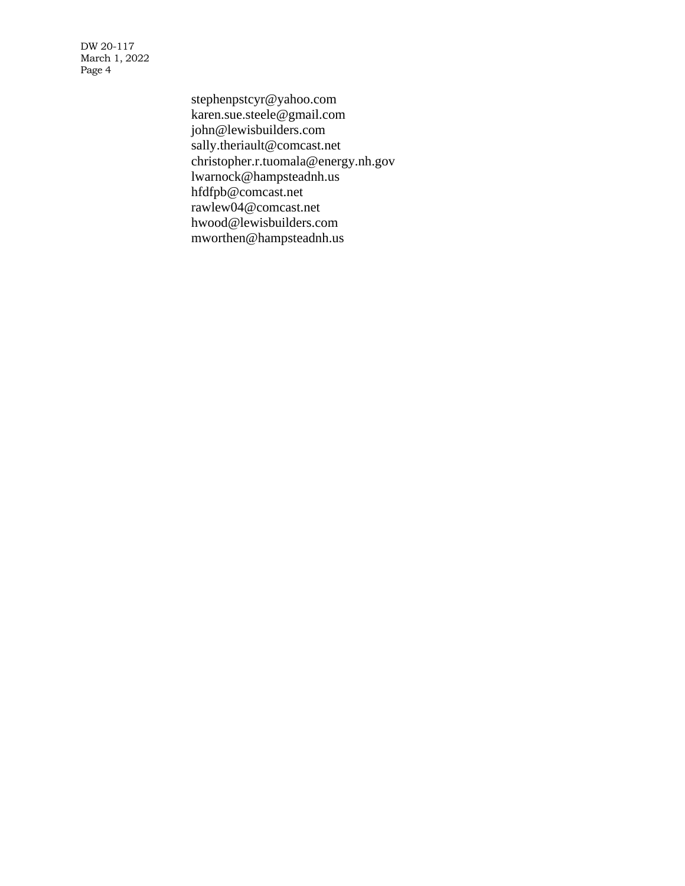stephenpstcyr@yahoo.com
karen.sue.steele@gmail.com
john@lewisbuilders.com
sally.theriault@comcast.net
christopher.r.tuomala@energy.nh.gov
lwarnock@hampsteadnh.us
hfdfpb@comcast.net
rawlew04@comcast.net
hwood@lewisbuilders.com
mworthen@hampsteadnh.us